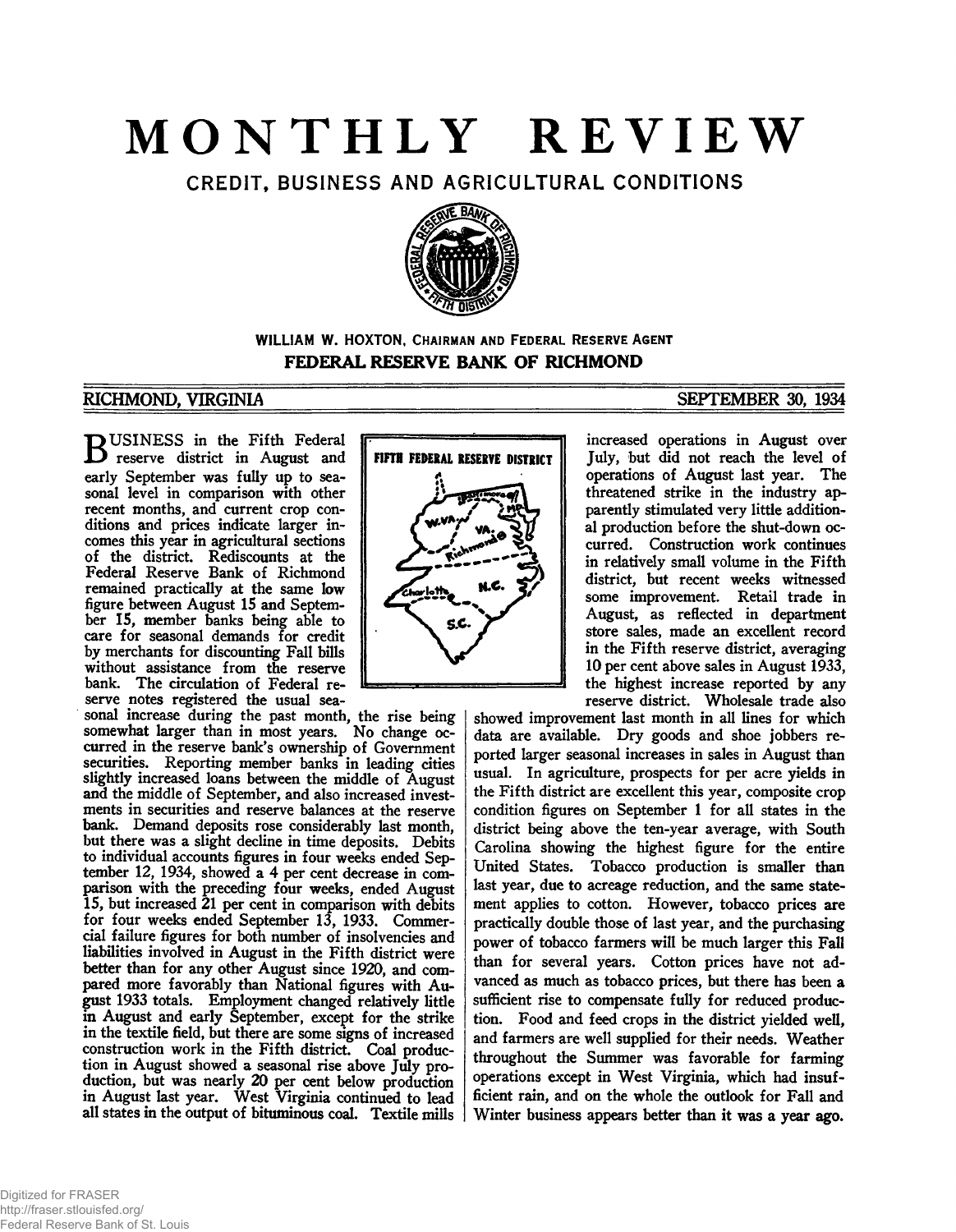# MONTHLY REVIEW

## CREDIT, BUSINESS AND AGRICULTURAL CONDITIONS

**WILLIAM W. HOXTON, CHAIRMAN AND FEDERAL RESERVE AGENT**

**FEDERAL RESERVE BANK OF RICHMOND**

**RICHMOND, VIRGINIA** **SEPTEMBER 30, 1934**

BUSINESS in the Fifth Federal reserve district in August and early September was fully up to seasonal level in comparison with other recent months, and current crop conditions and prices indicate larger incomes this year in agricultural sections of the district. Rediscounts at the Federal Reserve Bank of Richmond remained practically at the same low figure between August 15 and September 15, member banks being able to care for seasonal demands for credit by merchants for discounting Fall bills without assistance from the reserve bank. The circulation of Federal reserve notes registered the usual seasonal increase during the past month, the rise being somewhat larger than in most years. No change occurred in the reserve bank's ownership of Government securities. Reporting member banks in leading cities slightly increased loans between the middle of August and the middle of September, and also increased investments in securities and reserve balances at the reserve bank. Demand deposits rose considerably last month, but there was a slight decline in time deposits. Debits to individual accounts figures in four weeks ended September 12, 1934, showed a 4 per cent decrease in comparison with the preceding four weeks, ended August 15, but increased 21 per cent in comparison with debits for four weeks ended September 13, 1933. Commercial failure figures for both number of insolvencies and liabilities involved in August in the Fifth district were better than for any other August since 1920, and compared more favorably than National figures with August 1933 totals. Employment changed relatively little in August and early September, except for the strike in the textile field, but there are some signs of increased construction work in the Fifth district. Coal production in August showed a seasonal rise above July production, but was nearly 20 per cent below production in August last year. West Virginia continued to lead all states in the output of bituminous coal. Textile mills increased operations in August over July, but did not reach the level of operations of August last year. The threatened strike in the industry apparently stimulated very little additional production before the shut-down occurred. Construction work continues in relatively small volume in the Fifth district, but recent weeks witnessed some improvement. Retail trade in August, as reflected in department store sales, made an excellent record in the Fifth reserve district, averaging 10 per cent above sales in August 1933, the highest increase reported by any reserve district. Wholesale trade also showed improvement last month in all lines for which data are available. Dry goods and shoe jobbers reported larger seasonal increases in sales in August than usual. In agriculture, prospects for per acre yields in the Fifth district are excellent this year, composite crop condition figures on September 1 for all states in the district being above the ten-year average, with South Carolina showing the highest figure for the entire United States. Tobacco production is smaller than last year, due to acreage reduction, and the same statement applies to cotton. However, tobacco prices are practically double those of last year, and the purchasing power of tobacco farmers will be much larger this Fall than for several years. Cotton prices have not advanced as much as tobacco prices, but there has been a sufficient rise to compensate fully for reduced production. Food and feed crops in the district yielded well, and farmers are well supplied for their needs. Weather throughout the Summer was favorable for farming operations except in West Virginia, which had insufficient rain, and on the whole the outlook for Fall and Winter business appears better than it was a year ago.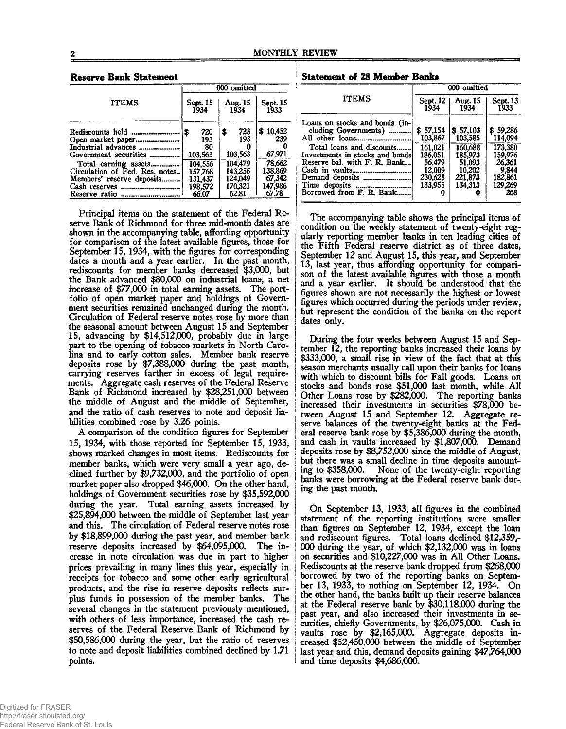## Reserve Bank Statement

| ITEMS | 000 omitted | | |
|---|---|---|---|
| | Sept. 15 1934 | Aug. 15 1934 | Sept. 15 1933 |
| Rediscounts held | $ 720 | $ 723 | $ 10,452 |
| Open market paper | 193 | 193 | 239 |
| Industrial advances | 80 | 0 | 0 |
| Government securities | 103,563 | 103,563 | 67,971 |
| Total earning assets | 104,556 | 104,479 | 78,662 |
| Circulation of Fed. Res. notes | 157,768 | 143,256 | 138,869 |
| Members' reserve deposits | 131,437 | 124,049 | 67,342 |
| Cash reserves | 198,572 | 170,321 | 147,986 |
| Reserve ratio | 66.07 | 62.81 | 67.78 |

Principal items on the statement of the Federal Reserve Bank of Richmond for three mid-month dates are shown in the accompanying table, affording opportunity for comparison of the latest available figures, those for September 15, 1934, with the figures for corresponding dates a month and a year earlier. In the past month, rediscounts for member banks decreased $3,000, but the Bank advanced $80,000 on industrial loans, a net increase of $77,000 in total earning assets. The portfolio of open market paper and holdings of Government securities remained unchanged during the month. Circulation of Federal reserve notes rose by more than the seasonal amount between August 15 and September 15, advancing by $14,512,000, probably due in large part to the opening of tobacco markets in North Carolina and to early cotton sales. Member bank reserve deposits rose by $7,388,000 during the past month, carrying reserves farther in excess of legal requirements. Aggregate cash reserves of the Federal Reserve Bank of Richmond increased by $28,251,000 between the middle of August and the middle of September, and the ratio of cash reserves to note and deposit liabilities combined rose by 3.26 points.

A comparison of the condition figures for September 15, 1934, with those reported for September 15, 1933, shows marked changes in most items. Rediscounts for member banks, which were very small a year ago, declined further by $9,732,000, and the portfolio of open market paper also dropped $46,000. On the other hand, holdings of Government securities rose by $35,592,000 during the year. Total earning assets increased by $25,894,000 between the middle of September last year and this. The circulation of Federal reserve notes rose by $18,899,000 during the past year, and member bank reserve deposits increased by $64,095,000. The increase in note circulation was due in part to higher prices prevailing in many lines this year, especially in receipts for tobacco and some other early agricultural products, and the rise in reserve deposits reflects surplus funds in possession of the member banks. The several changes in the statement previously mentioned, with others of less importance, increased the cash reserves of the Federal Reserve Bank of Richmond by $50,586,000 during the year, but the ratio of reserves to note and deposit liabilities combined declined by 1.71 points.

## Statement of 28 Member Banks

| ITEMS | 000 omitted | | |
|---|---|---|---|
| | Sept. 12 1934 | Aug. 15 1934 | Sept. 13 1933 |
| Loans on stocks and bonds (including Governments) | $ 57,154 | $ 57,103 | $ 59,286 |
| All other loans | 103,867 | 103,585 | 114,094 |
| Total loans and discounts | 161,021 | 160,688 | 173,380 |
| Investments in stocks and bonds | 186,051 | 185,973 | 159,976 |
| Reserve bal. with F. R. Bank | 56,479 | 51,093 | 26,361 |
| Cash in vaults | 12,009 | 10,202 | 9,844 |
| Demand deposits | 230,625 | 221,873 | 182,861 |
| Time deposits | 133,955 | 134,313 | 129,269 |
| Borrowed from F. R. Bank | 0 | 0 | 268 |

The accompanying table shows the principal items of condition on the weekly statement of twenty-eight regularly reporting member banks in ten leading cities of the Fifth Federal reserve district as of three dates, September 12 and August 15, this year, and September 13, last year, thus affording opportunity for comparison of the latest available figures with those a month and a year earlier. It should be understood that the figures shown are not necessarily the highest or lowest figures which occurred during the periods under review, but represent the condition of the banks on the report dates only.

During the four weeks between August 15 and September 12, the reporting banks increased their loans by $333,000, a small rise in view of the fact that at this season merchants usually call upon their banks for loans with which to discount bills for Fall goods. Loans on stocks and bonds rose $51,000 last month, while All Other Loans rose by $282,000. The reporting banks increased their investments in securities $78,000 between August 15 and September 12. Aggregate reserve balances of the twenty-eight banks at the Federal reserve bank rose by $5,386,000 during the month, and cash in vaults increased by $1,807,000. Demand deposits rose by $8,752,000 since the middle of August, but there was a small decline in time deposits amounting to $358,000. None of the twenty-eight reporting banks were borrowing at the Federal reserve bank during the past month.

On September 13, 1933, all figures in the combined statement of the reporting institutions were smaller than figures on September 12, 1934, except the loan and rediscount figures. Total loans declined $12,359,000 during the year, of which $2,132,000 was in loans on securities and $10,227,000 was in All Other Loans. Rediscounts at the reserve bank dropped from $268,000 borrowed by two of the reporting banks on September 13, 1933, to nothing on September 12, 1934. On the other hand, the banks built up their reserve balances at the Federal reserve bank by $30,118,000 during the past year, and also increased their investments in securities, chiefly Governments, by $26,075,000. Cash in vaults rose by $2,165,000. Aggregate deposits increased $52,450,000 between the middle of September last year and this, demand deposits gaining $47,764,000 and time deposits $4,686,000.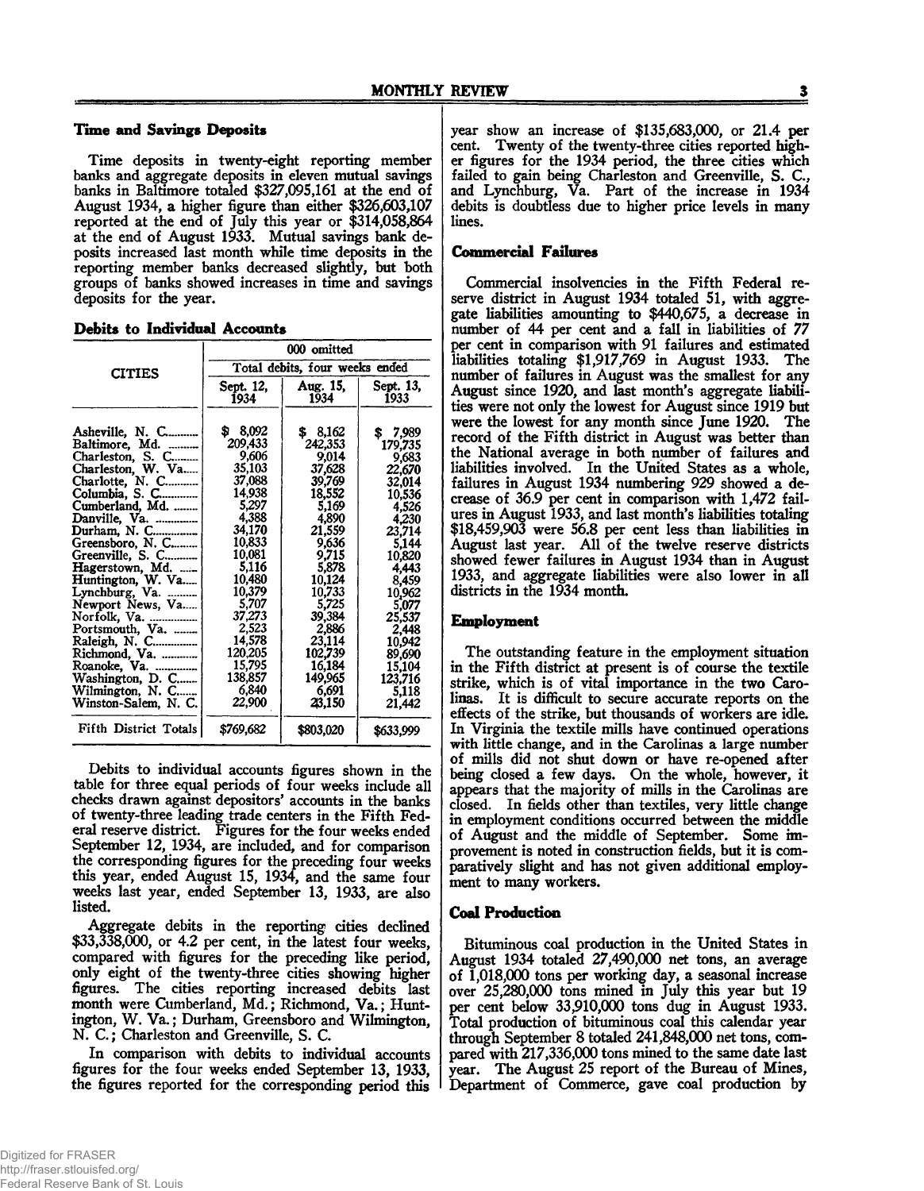### Time and Savings Deposits

Time deposits in twenty-eight reporting member banks and aggregate deposits in eleven mutual savings banks in Baltimore totaled $327,095,161 at the end of August 1934, a higher figure than either $326,603,107 reported at the end of July this year or $314,058,864 at the end of August 1933. Mutual savings bank deposits increased last month while time deposits in the reporting member banks decreased slightly, but both groups of banks showed increases in time and savings deposits for the year.

### Debits to Individual Accounts

| CITIES | 000 omitted | | |
|---|---|---|---|
| | Total debits, four weeks ended | | |
| | Sept. 12, 1934 | Aug. 15, 1934 | Sept. 13, 1933 |
| Asheville, N. C. | $ 8,092 | $ 8,162 | $ 7,989 |
| Baltimore, Md. | 209,433 | 242,353 | 179,735 |
| Charleston, S. C. | 9,606 | 9,014 | 9,683 |
| Charleston, W. Va. | 35,103 | 37,628 | 22,670 |
| Charlotte, N. C. | 37,088 | 39,769 | 32,014 |
| Columbia, S. C. | 14,938 | 18,552 | 10,536 |
| Cumberland, Md. | 5,297 | 5,169 | 4,526 |
| Danville, Va. | 4,388 | 4,890 | 4,230 |
| Durham, N. C. | 34,170 | 21,559 | 23,714 |
| Greensboro, N. C. | 10,833 | 9,636 | 5,144 |
| Greenville, S. C. | 10,081 | 9,715 | 10,820 |
| Hagerstown, Md. | 5,116 | 5,878 | 4,443 |
| Huntington, W. Va. | 10,480 | 10,124 | 8,459 |
| Lynchburg, Va. | 10,379 | 10,733 | 10,962 |
| Newport News, Va. | 5,707 | 5,725 | 5,077 |
| Norfolk, Va. | 37,273 | 39,384 | 25,537 |
| Portsmouth, Va. | 2,523 | 2,886 | 2,448 |
| Raleigh, N. C. | 14,578 | 23,114 | 10,942 |
| Richmond, Va. | 120,205 | 102,739 | 89,690 |
| Roanoke, Va. | 15,795 | 16,184 | 15,104 |
| Washington, D. C. | 138,857 | 149,965 | 123,716 |
| Wilmington, N. C. | 6,840 | 6,691 | 5,118 |
| Winston-Salem, N. C. | 22,900 | 23,150 | 21,442 |
| Fifth District Totals | $769,682 | $803,020 | $633,999 |

Debits to individual accounts figures shown in the table for three equal periods of four weeks include all checks drawn against depositors' accounts in the banks of twenty-three leading trade centers in the Fifth Federal reserve district. Figures for the four weeks ended September 12, 1934, are included, and for comparison the corresponding figures for the preceding four weeks this year, ended August 15, 1934, and the same four weeks last year, ended September 13, 1933, are also listed.

Aggregate debits in the reporting cities declined $33,338,000, or 4.2 per cent, in the latest four weeks, compared with figures for the preceding like period, only eight of the twenty-three cities showing higher figures. The cities reporting increased debits last month were Cumberland, Md.; Richmond, Va.; Huntington, W. Va.; Durham, Greensboro and Wilmington, N. C.; Charleston and Greenville, S. C.

In comparison with debits to individual accounts figures for the four weeks ended September 13, 1933, the figures reported for the corresponding period this year show an increase of $135,683,000, or 21.4 per cent. Twenty of the twenty-three cities reported higher figures for the 1934 period, the three cities which failed to gain being Charleston and Greenville, S. C., and Lynchburg, Va. Part of the increase in 1934 debits is doubtless due to higher price levels in many lines.

### Commercial Failures

Commercial insolvencies in the Fifth Federal reserve district in August 1934 totaled 51, with aggregate liabilities amounting to $440,675, a decrease in number of 44 per cent and a fall in liabilities of 77 per cent in comparison with 91 failures and estimated liabilities totaling $1,917,769 in August 1933. The number of failures in August was the smallest for any August since 1920, and last month's aggregate liabilities were not only the lowest for any August since 1919 but were the lowest for any month since June 1920. The record of the Fifth district in August was better than the National average in both number of failures and liabilities involved. In the United States as a whole, failures in August 1934 numbering 929 showed a decrease of 36.9 per cent in comparison with 1,472 failures in August 1933, and last month's liabilities totaling $18,459,903 were 56.8 per cent less than liabilities in August last year. All of the twelve reserve districts showed fewer failures in August 1934 than in August 1933, and aggregate liabilities were also lower in all districts in the 1934 month.

### Employment

The outstanding feature in the employment situation in the Fifth district at present is of course the textile strike, which is of vital importance in the two Carolinas. It is difficult to secure accurate reports on the effects of the strike, but thousands of workers are idle. In Virginia the textile mills have continued operations with little change, and in the Carolinas a large number of mills did not shut down or have re-opened after being closed a few days. On the whole, however, it appears that the majority of mills in the Carolinas are closed. In fields other than textiles, very little change in employment conditions occurred between the middle of August and the middle of September. Some improvement is noted in construction fields, but it is comparatively slight and has not given additional employment to many workers.

### Coal Production

Bituminous coal production in the United States in August 1934 totaled 27,490,000 net tons, an average of 1,018,000 tons per working day, a seasonal increase over 25,280,000 tons mined in July this year but 19 per cent below 33,910,000 tons dug in August 1933. Total production of bituminous coal this calendar year through September 8 totaled 241,848,000 net tons, compared with 217,336,000 tons mined to the same date last year. The August 25 report of the Bureau of Mines, Department of Commerce, gave coal production by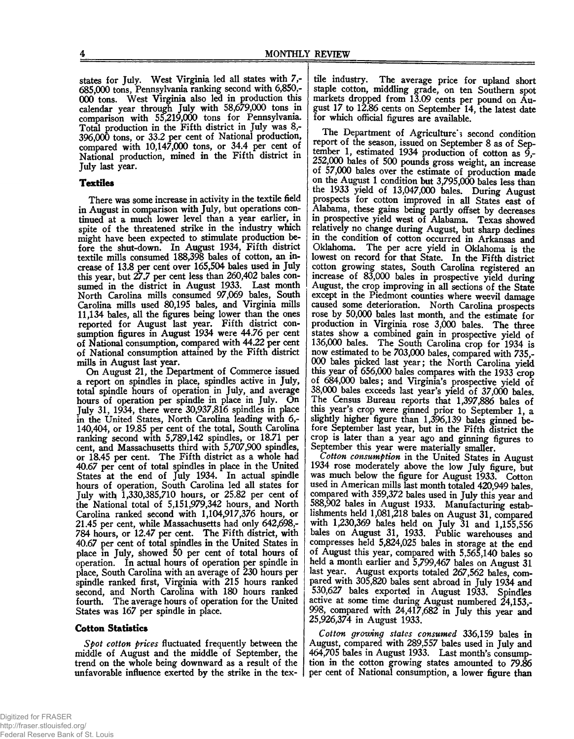states for July. West Virginia led all states with 7,685,000 tons, Pennsylvania ranking second with 6,850,000 tons. West Virginia also led in production this calendar year through July with 58,679,000 tons in comparison with 55,219,000 tons for Pennsylvania. Total production in the Fifth district in July was 8,396,000 tons, or 33.2 per cent of National production, compared with 10,147,000 tons, or 34.4 per cent of National production, mined in the Fifth district in July last year.

### Textiles

There was some increase in activity in the textile field in August in comparison with July, but operations continued at a much lower level than a year earlier, in spite of the threatened strike in the industry which might have been expected to stimulate production before the shut-down. In August 1934, Fifth district textile mills consumed 188,398 bales of cotton, an increase of 13.8 per cent over 165,504 bales used in July this year, but 27.7 per cent less than 260,402 bales consumed in the district in August 1933. Last month North Carolina mills consumed 97,069 bales, South Carolina mills used 80,195 bales, and Virginia mills 11,134 bales, all the figures being lower than the ones reported for August last year. Fifth district consumption figures in August 1934 were 44.76 per cent of National consumption, compared with 44.22 per cent of National consumption attained by the Fifth district mills in August last year.

On August 21, the Department of Commerce issued a report on spindles in place, spindles active in July, total spindle hours of operation in July, and average hours of operation per spindle in place in July. On July 31, 1934, there were 30,937,816 spindles in place in the United States, North Carolina leading with 6,140,404, or 19.85 per cent of the total, South Carolina ranking second with 5,789,142 spindles, or 18.71 per cent, and Massachusetts third with 5,707,900 spindles, or 18.45 per cent. The Fifth district as a whole had 40.67 per cent of total spindles in place in the United States at the end of July 1934. In actual spindle hours of operation, South Carolina led all states for July with 1,330,385,710 hours, or 25.82 per cent of the National total of 5,151,979,342 hours, and North Carolina ranked second with 1,104,917,376 hours, or 21.45 per cent, while Massachusetts had only 642,698,784 hours, or 12.47 per cent. The Fifth district, with 40.67 per cent of total spindles in the United States in place in July, showed 50 per cent of total hours of operation. In actual hours of operation per spindle in place, South Carolina with an average of 230 hours per spindle ranked first, Virginia with 215 hours ranked second, and North Carolina with 180 hours ranked fourth. The average hours of operation for the United States was 167 per spindle in place.

### Cotton Statistics

*Spot cotton prices* fluctuated frequently between the middle of August and the middle of September, the trend on the whole being downward as a result of the unfavorable influence exerted by the strike in the textile industry. The average price for upland short staple cotton, middling grade, on ten Southern spot markets dropped from 13.09 cents per pound on August 17 to 12.86 cents on September 14, the latest date for which official figures are available.

The Department of Agriculture's second condition report of the season, issued on September 8 as of September 1, estimated 1934 production of cotton as 9,252,000 bales of 500 pounds gross weight, an increase of 57,000 bales over the estimate of production made on the August 1 condition but 3,795,000 bales less than the 1933 yield of 13,047,000 bales. During August prospects for cotton improved in all States east of Alabama, these gains being partly offset by decreases in prospective yield west of Alabama. Texas showed relatively no change during August, but sharp declines in the condition of cotton occurred in Arkansas and Oklahoma. The per acre yield in Oklahoma is the lowest on record for that State. In the Fifth district cotton growing states, South Carolina registered an increase of 83,000 bales in prospective yield during August, the crop improving in all sections of the State except in the Piedmont counties where weevil damage caused some deterioration. North Carolina prospects rose by 50,000 bales last month, and the estimate for production in Virginia rose 3,000 bales. The three states show a combined gain in prospective yield of 136,000 bales. The South Carolina crop for 1934 is now estimated to be 703,000 bales, compared with 735,000 bales picked last year; the North Carolina yield this year of 656,000 bales compares with the 1933 crop of 684,000 bales; and Virginia's prospective yield of 38,000 bales exceeds last year's yield of 37,000 bales. The Census Bureau reports that 1,397,886 bales of this year's crop were ginned prior to September 1, a slightly higher figure than 1,396,139 bales ginned before September last year, but in the Fifth district the crop is later than a year ago and ginning figures to September this year were materially smaller.

*Cotton consumption* in the United States in August 1934 rose moderately above the low July figure, but was much below the figure for August 1933. Cotton used in American mills last month totaled 420,949 bales, compared with 359,372 bales used in July this year and 588,902 bales in August 1933. Manufacturing establishments held 1,081,218 bales on August 31, compared with 1,230,369 bales held on July 31 and 1,155,556 bales on August 31, 1933. Public warehouses and compresses held 5,824,025 bales in storage at the end of August this year, compared with 5,565,140 bales so held a month earlier and 5,799,467 bales on August 31 last year. August exports totaled 267,562 bales, compared with 305,820 bales sent abroad in July 1934 and 530,627 bales exported in August 1933. Spindles active at some time during August numbered 24,153,998, compared with 24,417,682 in July this year and 25,926,374 in August 1933.

*Cotton growing states consumed* 336,159 bales in August, compared with 289,557 bales used in July and 464,705 bales in August 1933. Last month's consumption in the cotton growing states amounted to 79.86 per cent of National consumption, a lower figure than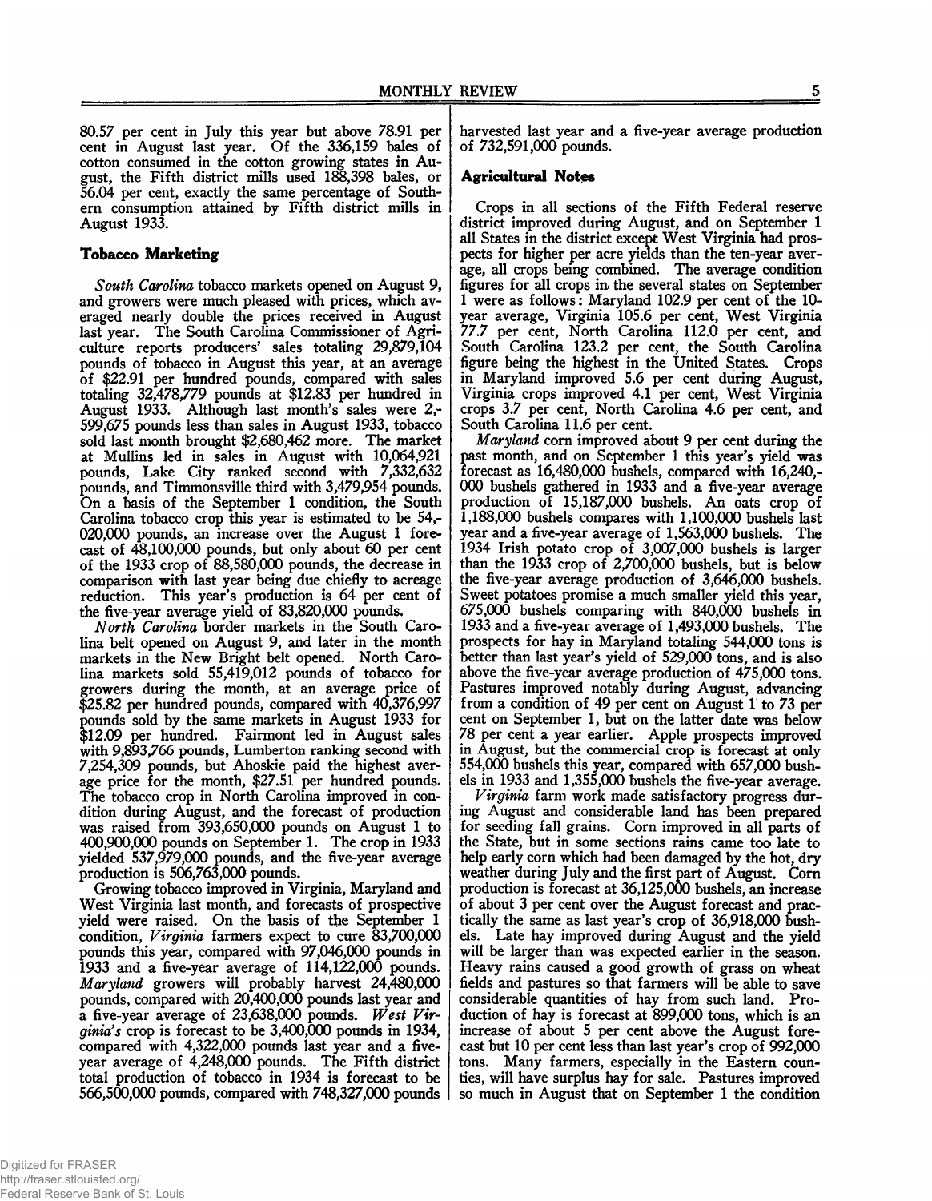80.57 per cent in July this year but above 78.91 per cent in August last year. Of the 336,159 bales of cotton consumed in the cotton growing states in August, the Fifth district mills used 188,398 bales, or 56.04 per cent, exactly the same percentage of Southern consumption attained by Fifth district mills in August 1933.

### Tobacco Marketing

*South Carolina* tobacco markets opened on August 9, and growers were much pleased with prices, which averaged nearly double the prices received in August last year. The South Carolina Commissioner of Agriculture reports producers' sales totaling 29,879,104 pounds of tobacco in August this year, at an average of $22.91 per hundred pounds, compared with sales totaling 32,478,779 pounds at $12.83 per hundred in August 1933. Although last month's sales were 2,599,675 pounds less than sales in August 1933, tobacco sold last month brought $2,680,462 more. The market at Mullins led in sales in August with 10,064,921 pounds, Lake City ranked second with 7,332,632 pounds, and Timmonsville third with 3,479,954 pounds. On a basis of the September 1 condition, the South Carolina tobacco crop this year is estimated to be 54,020,000 pounds, an increase over the August 1 forecast of 48,100,000 pounds, but only about 60 per cent of the 1933 crop of 88,580,000 pounds, the decrease in comparison with last year being due chiefly to acreage reduction. This year's production is 64 per cent of the five-year average yield of 83,820,000 pounds.

*North Carolina* border markets in the South Carolina belt opened on August 9, and later in the month markets in the New Bright belt opened. North Carolina markets sold 55,419,012 pounds of tobacco for growers during the month, at an average price of $25.82 per hundred pounds, compared with 40,376,997 pounds sold by the same markets in August 1933 for $12.09 per hundred. Fairmont led in August sales with 9,893,766 pounds, Lumberton ranking second with 7,254,309 pounds, but Ahoskie paid the highest average price for the month, $27.51 per hundred pounds. The tobacco crop in North Carolina improved in condition during August, and the forecast of production was raised from 393,650,000 pounds on August 1 to 400,900,000 pounds on September 1. The crop in 1933 yielded 537,979,000 pounds, and the five-year average production is 506,763,000 pounds.

Growing tobacco improved in Virginia, Maryland and West Virginia last month, and forecasts of prospective yield were raised. On the basis of the September 1 condition, *Virginia* farmers expect to cure 83,700,000 pounds this year, compared with 97,046,000 pounds in 1933 and a five-year average of 114,122,000 pounds. *Maryland* growers will probably harvest 24,480,000 pounds, compared with 20,400,000 pounds last year and a five-year average of 23,638,000 pounds. *West Virginia's* crop is forecast to be 3,400,000 pounds in 1934, compared with 4,322,000 pounds last year and a five-year average of 4,248,000 pounds. The Fifth district total production of tobacco in 1934 is forecast to be 566,500,000 pounds, compared with 748,327,000 pounds harvested last year and a five-year average production of 732,591,000 pounds.

### Agricultural Notes

Crops in all sections of the Fifth Federal reserve district improved during August, and on September 1 all States in the district except West Virginia had prospects for higher per acre yields than the ten-year average, all crops being combined. The average condition figures for all crops in the several states on September 1 were as follows: Maryland 102.9 per cent of the 10-year average, Virginia 105.6 per cent, West Virginia 77.7 per cent, North Carolina 112.0 per cent, and South Carolina 123.2 per cent, the South Carolina figure being the highest in the United States. Crops in Maryland improved 5.6 per cent during August, Virginia crops improved 4.1 per cent, West Virginia crops 3.7 per cent, North Carolina 4.6 per cent, and South Carolina 11.6 per cent.

*Maryland* corn improved about 9 per cent during the past month, and on September 1 this year's yield was forecast as 16,480,000 bushels, compared with 16,240,000 bushels gathered in 1933 and a five-year average production of 15,187,000 bushels. An oats crop of 1,188,000 bushels compares with 1,100,000 bushels last year and a five-year average of 1,563,000 bushels. The 1934 Irish potato crop of 3,007,000 bushels is larger than the 1933 crop of 2,700,000 bushels, but is below the five-year average production of 3,646,000 bushels. Sweet potatoes promise a much smaller yield this year, 675,000 bushels comparing with 840,000 bushels in 1933 and a five-year average of 1,493,000 bushels. The prospects for hay in Maryland totaling 544,000 tons is better than last year's yield of 529,000 tons, and is also above the five-year average production of 475,000 tons. Pastures improved notably during August, advancing from a condition of 49 per cent on August 1 to 73 per cent on September 1, but on the latter date was below 78 per cent a year earlier. Apple prospects improved in August, but the commercial crop is forecast at only 554,000 bushels this year, compared with 657,000 bushels in 1933 and 1,355,000 bushels the five-year average.

*Virginia* farm work made satisfactory progress during August and considerable land has been prepared for seeding fall grains. Corn improved in all parts of the State, but in some sections rains came too late to help early corn which had been damaged by the hot, dry weather during July and the first part of August. Corn production is forecast at 36,125,000 bushels, an increase of about 3 per cent over the August forecast and practically the same as last year's crop of 36,918,000 bushels. Late hay improved during August and the yield will be larger than was expected earlier in the season. Heavy rains caused a good growth of grass on wheat fields and pastures so that farmers will be able to save considerable quantities of hay from such land. Production of hay is forecast at 899,000 tons, which is an increase of about 5 per cent above the August forecast but 10 per cent less than last year's crop of 992,000 tons. Many farmers, especially in the Eastern counties, will have surplus hay for sale. Pastures improved so much in August that on September 1 the condition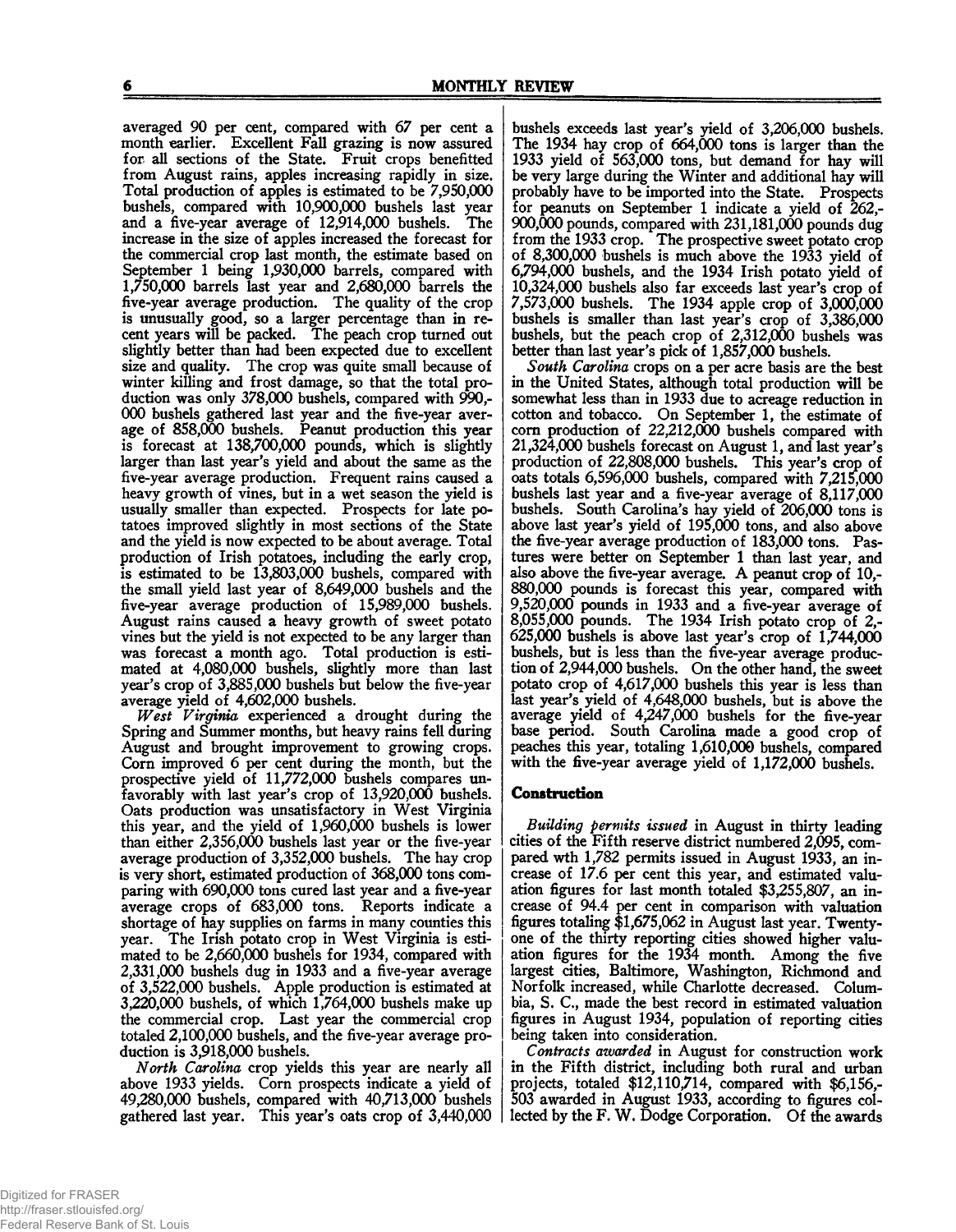averaged 90 per cent, compared with 67 per cent a month earlier. Excellent Fall grazing is now assured for all sections of the State. Fruit crops benefitted from August rains, apples increasing rapidly in size. Total production of apples is estimated to be 7,950,000 bushels, compared with 10,900,000 bushels last year and a five-year average of 12,914,000 bushels. The increase in the size of apples increased the forecast for the commercial crop last month, the estimate based on September 1 being 1,930,000 barrels, compared with 1,750,000 barrels last year and 2,680,000 barrels the five-year average production. The quality of the crop is unusually good, so a larger percentage than in recent years will be packed. The peach crop turned out slightly better than had been expected due to excellent size and quality. The crop was quite small because of winter killing and frost damage, so that the total production was only 378,000 bushels, compared with 990,000 bushels gathered last year and the five-year average of 858,000 bushels. Peanut production this year is forecast at 138,700,000 pounds, which is slightly larger than last year's yield and about the same as the five-year average production. Frequent rains caused a heavy growth of vines, but in a wet season the yield is usually smaller than expected. Prospects for late potatoes improved slightly in most sections of the State and the yield is now expected to be about average. Total production of Irish potatoes, including the early crop, is estimated to be 13,803,000 bushels, compared with the small yield last year of 8,649,000 bushels and the five-year average production of 15,989,000 bushels. August rains caused a heavy growth of sweet potato vines but the yield is not expected to be any larger than was forecast a month ago. Total production is estimated at 4,080,000 bushels, slightly more than last year's crop of 3,885,000 bushels but below the five-year average yield of 4,602,000 bushels.

*West Virginia* experienced a drought during the Spring and Summer months, but heavy rains fell during August and brought improvement to growing crops. Corn improved 6 per cent during the month, but the prospective yield of 11,772,000 bushels compares unfavorably with last year's crop of 13,920,000 bushels. Oats production was unsatisfactory in West Virginia this year, and the yield of 1,960,000 bushels is lower than either 2,356,000 bushels last year or the five-year average production of 3,352,000 bushels. The hay crop is very short, estimated production of 368,000 tons comparing with 690,000 tons cured last year and a five-year average crops of 683,000 tons. Reports indicate a shortage of hay supplies on farms in many counties this year. The Irish potato crop in West Virginia is estimated to be 2,660,000 bushels for 1934, compared with 2,331,000 bushels dug in 1933 and a five-year average of 3,522,000 bushels. Apple production is estimated at 3,220,000 bushels, of which 1,764,000 bushels make up the commercial crop. Last year the commercial crop totaled 2,100,000 bushels, and the five-year average production is 3,918,000 bushels.

*North Carolina* crop yields this year are nearly all above 1933 yields. Corn prospects indicate a yield of 49,280,000 bushels, compared with 40,713,000 bushels gathered last year. This year's oats crop of 3,440,000 bushels exceeds last year's yield of 3,206,000 bushels. The 1934 hay crop of 664,000 tons is larger than the 1933 yield of 563,000 tons, but demand for hay will be very large during the Winter and additional hay will probably have to be imported into the State. Prospects for peanuts on September 1 indicate a yield of 262,900,000 pounds, compared with 231,181,000 pounds dug from the 1933 crop. The prospective sweet potato crop of 8,300,000 bushels is much above the 1933 yield of 6,794,000 bushels, and the 1934 Irish potato yield of 10,324,000 bushels also far exceeds last year's crop of 7,573,000 bushels. The 1934 apple crop of 3,000,000 bushels is smaller than last year's crop of 3,386,000 bushels, but the peach crop of 2,312,000 bushels was better than last year's pick of 1,857,000 bushels.

*South Carolina* crops on a per acre basis are the best in the United States, although total production will be somewhat less than in 1933 due to acreage reduction in cotton and tobacco. On September 1, the estimate of corn production of 22,212,000 bushels compared with 21,324,000 bushels forecast on August 1, and last year's production of 22,808,000 bushels. This year's crop of oats totals 6,596,000 bushels, compared with 7,215,000 bushels last year and a five-year average of 8,117,000 bushels. South Carolina's hay yield of 206,000 tons is above last year's yield of 195,000 tons, and also above the five-year average production of 183,000 tons. Pastures were better on September 1 than last year, and also above the five-year average. A peanut crop of 10,880,000 pounds is forecast this year, compared with 9,520,000 pounds in 1933 and a five-year average of 8,055,000 pounds. The 1934 Irish potato crop of 2,625,000 bushels is above last year's crop of 1,744,000 bushels, but is less than the five-year average production of 2,944,000 bushels. On the other hand, the sweet potato crop of 4,617,000 bushels this year is less than last year's yield of 4,648,000 bushels, but is above the average yield of 4,247,000 bushels for the five-year base period. South Carolina made a good crop of peaches this year, totaling 1,610,000 bushels, compared with the five-year average yield of 1,172,000 bushels.

## Construction

*Building permits issued* in August in thirty leading cities of the Fifth reserve district numbered 2,095, compared wth 1,782 permits issued in August 1933, an increase of 17.6 per cent this year, and estimated valuation figures for last month totaled $3,255,807, an increase of 94.4 per cent in comparison with valuation figures totaling $1,675,062 in August last year. Twenty-one of the thirty reporting cities showed higher valuation figures for the 1934 month. Among the five largest cities, Baltimore, Washington, Richmond and Norfolk increased, while Charlotte decreased. Columbia, S. C., made the best record in estimated valuation figures in August 1934, population of reporting cities being taken into consideration.

*Contracts awarded* in August for construction work in the Fifth district, including both rural and urban projects, totaled $12,110,714, compared with $6,156,503 awarded in August 1933, according to figures collected by the F. W. Dodge Corporation. Of the awards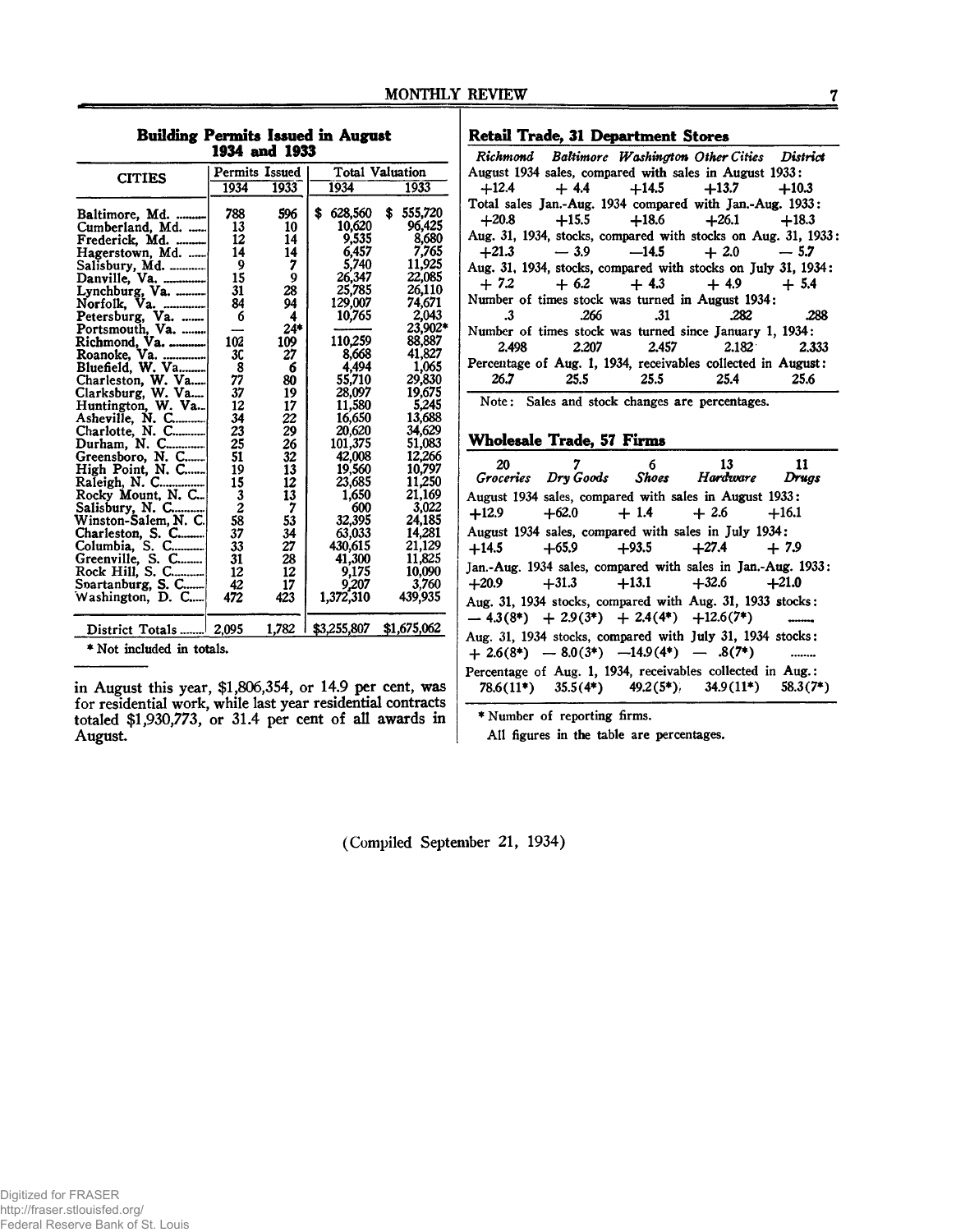## Building Permits Issued in August 1934 and 1933

| CITIES | Permits Issued | | Total Valuation | |
|---|---|---|---|---|
| | 1934 | 1933 | 1934 | 1933 |
| Baltimore, Md. | 788 | 596 | $ 628,560 | $ 555,720 |
| Cumberland, Md. | 13 | 10 | 10,620 | 96,425 |
| Frederick, Md. | 12 | 14 | 9,535 | 8,680 |
| Hagerstown, Md. | 14 | 14 | 6,457 | 7,765 |
| Salisbury, Md. | 9 | 7 | 5,740 | 11,925 |
| Danville, Va. | 15 | 9 | 26,347 | 22,085 |
| Lynchburg, Va. | 31 | 28 | 25,785 | 26,110 |
| Norfolk, Va. | 84 | 94 | 129,007 | 74,671 |
| Petersburg, Va. | 6 | 4 | 10,765 | 2,043 |
| Portsmouth, Va. | — | 24* | | 23,902* |
| Richmond, Va. | 102 | 109 | 110,259 | 88,887 |
| Roanoke, Va. | 30 | 27 | 8,668 | 41,827 |
| Bluefield, W. Va. | 8 | 6 | 4,494 | 1,065 |
| Charleston, W. Va. | 77 | 80 | 55,710 | 29,830 |
| Clarksburg, W. Va. | 37 | 19 | 28,097 | 19,675 |
| Huntington, W. Va. | 12 | 17 | 11,580 | 5,245 |
| Asheville, N. C. | 34 | 22 | 16,650 | 13,688 |
| Charlotte, N. C. | 23 | 29 | 20,620 | 34,629 |
| Durham, N. C. | 25 | 26 | 101,375 | 51,083 |
| Greensboro, N. C. | 51 | 32 | 42,008 | 12,266 |
| High Point, N. C. | 19 | 13 | 19,560 | 10,797 |
| Raleigh, N. C. | 15 | 12 | 23,685 | 11,250 |
| Rocky Mount, N. C. | 3 | 13 | 1,650 | 21,169 |
| Salisbury, N. C. | 2 | 7 | 600 | 3,022 |
| Winston-Salem, N. C. | 58 | 53 | 32,395 | 24,185 |
| Charleston, S. C. | 37 | 34 | 63,033 | 14,281 |
| Columbia, S. C. | 33 | 27 | 430,615 | 21,129 |
| Greenville, S. C. | 31 | 28 | 41,300 | 11,825 |
| Rock Hill, S. C. | 12 | 12 | 9,175 | 10,090 |
| Spartanburg, S. C. | 42 | 17 | 9,207 | 3,760 |
| Washington, D. C. | 472 | 423 | 1,372,310 | 439,935 |
| District Totals | 2,095 | 1,782 | $3,255,807 | $1,675,062 |

\* Not included in totals.

in August this year, $1,806,354, or 14.9 per cent, was for residential work, while last year residential contracts totaled $1,930,773, or 31.4 per cent of all awards in August.

## Retail Trade, 31 Department Stores

| | Richmond | Baltimore | Washington | Other Cities | District |
|---|---|---|---|---|---|
| August 1934 sales, compared with sales in August 1933: | +12.4 | + 4.4 | +14.5 | +13.7 | +10.3 |
| Total sales Jan.-Aug. 1934 compared with Jan.-Aug. 1933: | +20.8 | +15.5 | +18.6 | +26.1 | +18.3 |
| Aug. 31, 1934, stocks, compared with stocks on Aug. 31, 1933: | +21.3 | — 3.9 | —14.5 | + 2.0 | — 5.7 |
| Aug. 31, 1934, stocks, compared with stocks on July 31, 1934: | + 7.2 | + 6.2 | + 4.3 | + 4.9 | + 5.4 |
| Number of times stock was turned in August 1934: | .3 | .266 | .31 | .282 | .288 |
| Number of times stock was turned since January 1, 1934: | 2.498 | 2.207 | 2.457 | 2.182 | 2.333 |
| Percentage of Aug. 1, 1934, receivables collected in August: | 26.7 | 25.5 | 25.5 | 25.4 | 25.6 |

Note: Sales and stock changes are percentages.

## Wholesale Trade, 57 Firms

| | 20 Groceries | 7 Dry Goods | 6 Shoes | 13 Hardware | 11 Drugs |
|---|---|---|---|---|---|
| August 1934 sales, compared with sales in August 1933: | +12.9 | +62.0 | + 1.4 | + 2.6 | +16.1 |
| August 1934 sales, compared with sales in July 1934: | +14.5 | +65.9 | +93.5 | +27.4 | + 7.9 |
| Jan.-Aug. 1934 sales, compared with sales in Jan.-Aug. 1933: | +20.9 | +31.3 | +13.1 | +32.6 | +21.0 |
| Aug. 31, 1934 stocks, compared with Aug. 31, 1933 stocks: | — 4.3(8*) | + 2.9(3*) | + 2.4(4*) | +12.6(7*) | ...... |
| Aug. 31, 1934 stocks, compared with July 31, 1934 stocks: | + 2.6(8*) | — 8.0(3*) | —14.9(4*) | — .8(7*) | ...... |
| Percentage of Aug. 1, 1934, receivables collected in Aug.: | 78.6(11*) | 35.5(4*) | 49.2(5*) | 34.9(11*) | 58.3(7*) |

\* Number of reporting firms.

All figures in the table are percentages.

(Compiled September 21, 1934)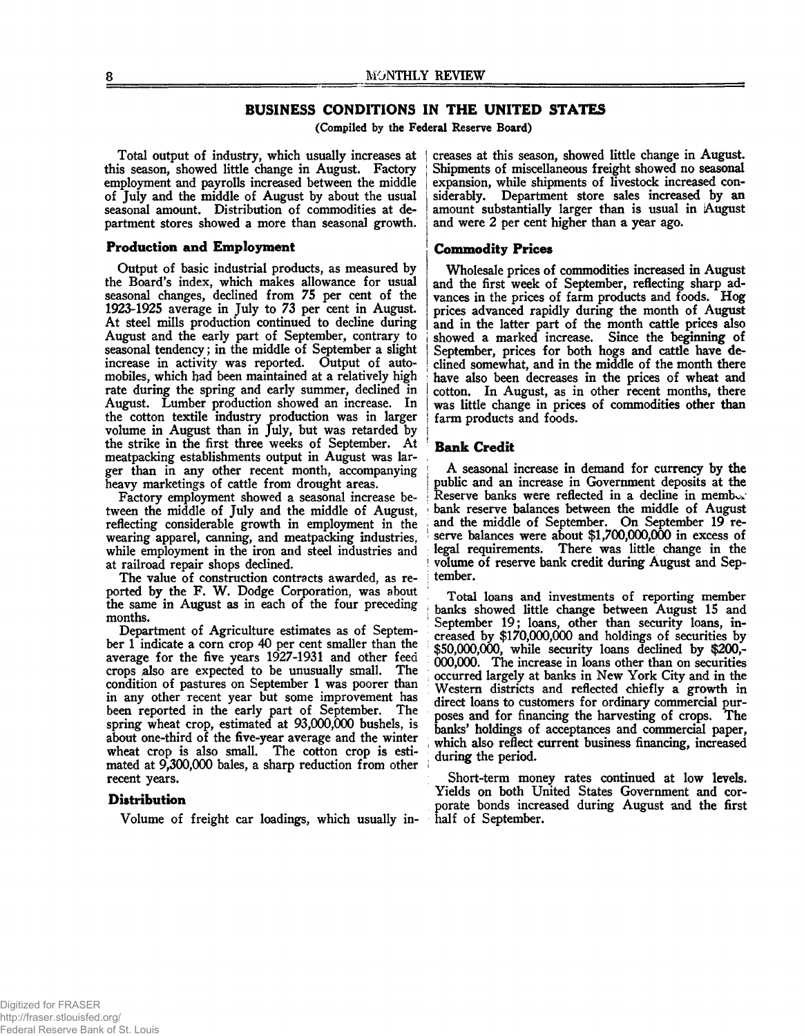## BUSINESS CONDITIONS IN THE UNITED STATES

(Compiled by the Federal Reserve Board)

Total output of industry, which usually increases at this season, showed little change in August. Factory employment and payrolls increased between the middle of July and the middle of August by about the usual seasonal amount. Distribution of commodities at department stores showed a more than seasonal growth.

### Production and Employment

Output of basic industrial products, as measured by the Board's index, which makes allowance for usual seasonal changes, declined from 75 per cent of the 1923-1925 average in July to 73 per cent in August. At steel mills production continued to decline during August and the early part of September, contrary to seasonal tendency; in the middle of September a slight increase in activity was reported. Output of automobiles, which had been maintained at a relatively high rate during the spring and early summer, declined in August. Lumber production showed an increase. In the cotton textile industry production was in larger volume in August than in July, but was retarded by the strike in the first three weeks of September. At meatpacking establishments output in August was larger than in any other recent month, accompanying heavy marketings of cattle from drought areas.

Factory employment showed a seasonal increase between the middle of July and the middle of August, reflecting considerable growth in employment in the wearing apparel, canning, and meatpacking industries, while employment in the iron and steel industries and at railroad repair shops declined.

The value of construction contracts awarded, as reported by the F. W. Dodge Corporation, was about the same in August as in each of the four preceding months.

Department of Agriculture estimates as of September 1 indicate a corn crop 40 per cent smaller than the average for the five years 1927-1931 and other feed crops also are expected to be unusually small. The condition of pastures on September 1 was poorer than in any other recent year but some improvement has been reported in the early part of September. The spring wheat crop, estimated at 93,000,000 bushels, is about one-third of the five-year average and the winter wheat crop is also small. The cotton crop is estimated at 9,300,000 bales, a sharp reduction from other recent years.

### Distribution

Volume of freight car loadings, which usually increases at this season, showed little change in August. Shipments of miscellaneous freight showed no seasonal expansion, while shipments of livestock increased considerably. Department store sales increased by an amount substantially larger than is usual in August and were 2 per cent higher than a year ago.

### Commodity Prices

Wholesale prices of commodities increased in August and the first week of September, reflecting sharp advances in the prices of farm products and foods. Hog prices advanced rapidly during the month of August and in the latter part of the month cattle prices also showed a marked increase. Since the beginning of September, prices for both hogs and cattle have declined somewhat, and in the middle of the month there have also been decreases in the prices of wheat and cotton. In August, as in other recent months, there was little change in prices of commodities other than farm products and foods.

### Bank Credit

A seasonal increase in demand for currency by the public and an increase in Government deposits at the Reserve banks were reflected in a decline in member bank reserve balances between the middle of August and the middle of September. On September 19 reserve balances were about $1,700,000,000 in excess of legal requirements. There was little change in the volume of reserve bank credit during August and September.

Total loans and investments of reporting member banks showed little change between August 15 and September 19; loans, other than security loans, increased by $170,000,000 and holdings of securities by $50,000,000, while security loans declined by $200,000,000. The increase in loans other than on securities occurred largely at banks in New York City and in the Western districts and reflected chiefly a growth in direct loans to customers for ordinary commercial purposes and for financing the harvesting of crops. The banks' holdings of acceptances and commercial paper, which also reflect current business financing, increased during the period.

Short-term money rates continued at low levels. Yields on both United States Government and corporate bonds increased during August and the first half of September.